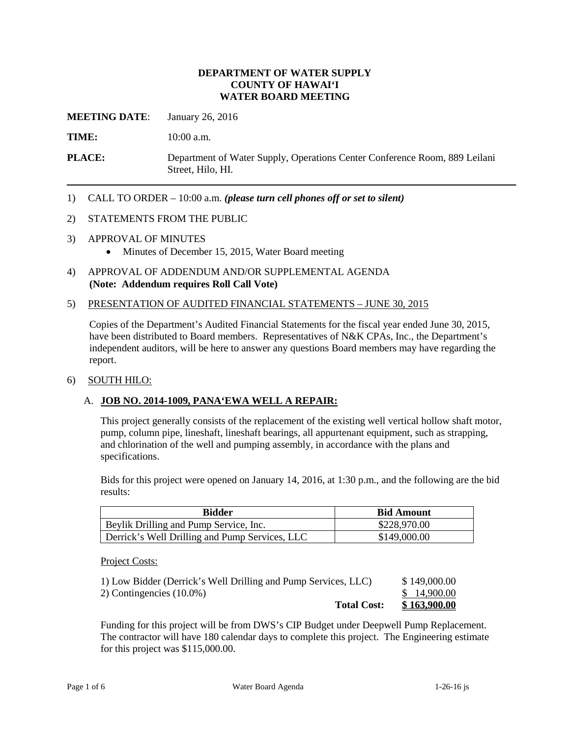**DEPARTMENT OF WATER SUPPLY**
**COUNTY OF HAWAIʻI**
**WATER BOARD MEETING**

**MEETING DATE**: January 26, 2016

**TIME:** 10:00 a.m.

**PLACE:** Department of Water Supply, Operations Center Conference Room, 889 Leilani Street, Hilo, HI.

---

1) CALL TO ORDER – 10:00 a.m. ***(please turn cell phones off or set to silent)***

2) STATEMENTS FROM THE PUBLIC

3) APPROVAL OF MINUTES
   - Minutes of December 15, 2015, Water Board meeting

4) APPROVAL OF ADDENDUM AND/OR SUPPLEMENTAL AGENDA
   **(Note: Addendum requires Roll Call Vote)**

5) PRESENTATION OF AUDITED FINANCIAL STATEMENTS – JUNE 30, 2015

   Copies of the Department's Audited Financial Statements for the fiscal year ended June 30, 2015, have been distributed to Board members. Representatives of N&K CPAs, Inc., the Department's independent auditors, will be here to answer any questions Board members may have regarding the report.

6) SOUTH HILO:

   A. **JOB NO. 2014-1009, PANAʻEWA WELL A REPAIR:**

   This project generally consists of the replacement of the existing well vertical hollow shaft motor, pump, column pipe, lineshaft, lineshaft bearings, all appurtenant equipment, such as strapping, and chlorination of the well and pumping assembly, in accordance with the plans and specifications.

   Bids for this project were opened on January 14, 2016, at 1:30 p.m., and the following are the bid results:

| Bidder | Bid Amount |
| --- | --- |
| Beylik Drilling and Pump Service, Inc. | \$228,970.00 |
| Derrick's Well Drilling and Pump Services, LLC | \$149,000.00 |

   Project Costs:

| | |
| --- | --- |
| 1) Low Bidder (Derrick's Well Drilling and Pump Services, LLC) | \$ 149,000.00 |
| 2) Contingencies (10.0%) | \$ 14,900.00 |
| **Total Cost:** | **\$ 163,900.00** |

   Funding for this project will be from DWS's CIP Budget under Deepwell Pump Replacement. The contractor will have 180 calendar days to complete this project. The Engineering estimate for this project was \$115,000.00.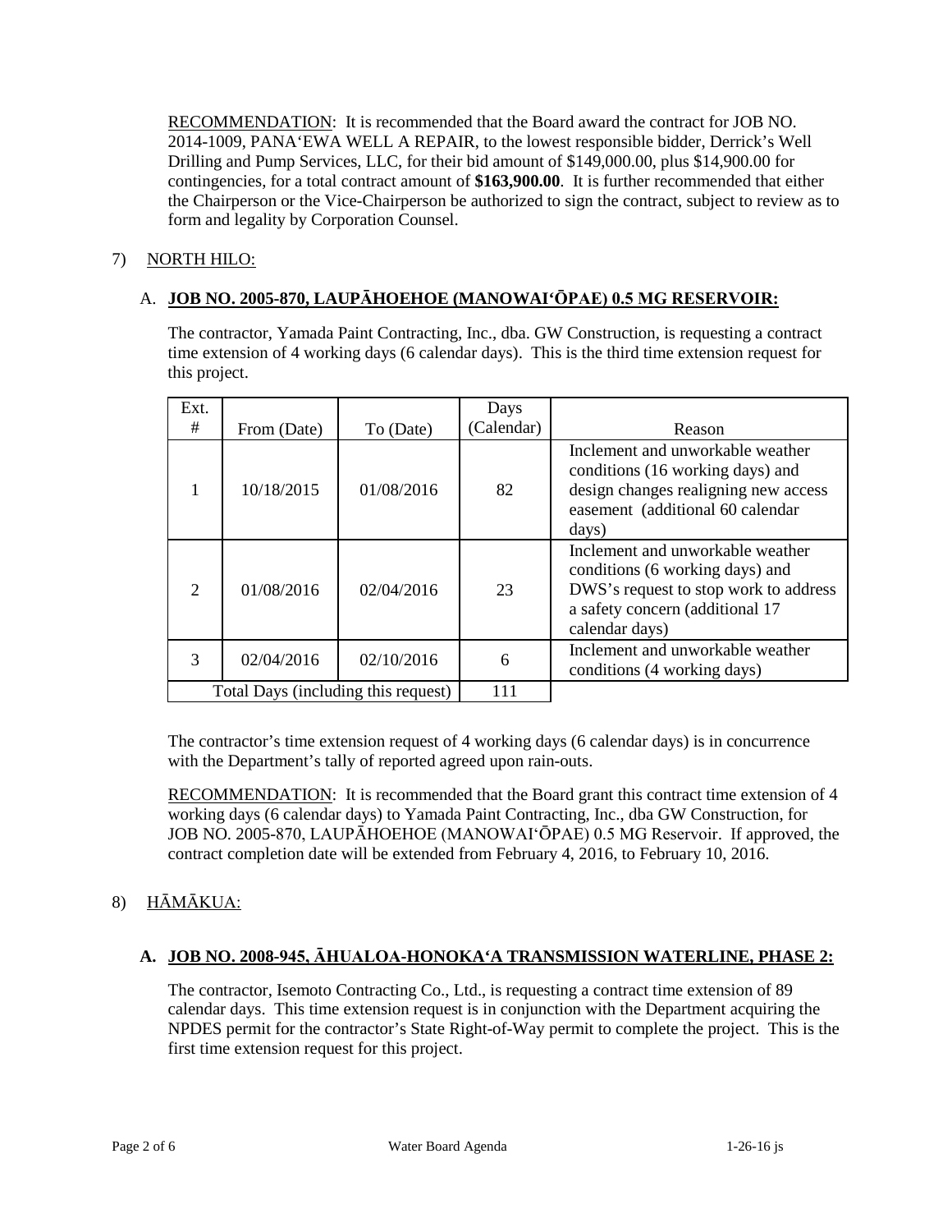RECOMMENDATION: It is recommended that the Board award the contract for JOB NO. 2014-1009, PANA‘EWA WELL A REPAIR, to the lowest responsible bidder, Derrick's Well Drilling and Pump Services, LLC, for their bid amount of $149,000.00, plus $14,900.00 for contingencies, for a total contract amount of **$163,900.00**. It is further recommended that either the Chairperson or the Vice-Chairperson be authorized to sign the contract, subject to review as to form and legality by Corporation Counsel.

7) NORTH HILO:

A. **JOB NO. 2005-870, LAUPĀHOEHOE (MANOWAI‘ŌPAE) 0.5 MG RESERVOIR:**

The contractor, Yamada Paint Contracting, Inc., dba. GW Construction, is requesting a contract time extension of 4 working days (6 calendar days). This is the third time extension request for this project.

| Ext. # | From (Date) | To (Date) | Days (Calendar) | Reason |
|---|---|---|---|---|
| 1 | 10/18/2015 | 01/08/2016 | 82 | Inclement and unworkable weather conditions (16 working days) and design changes realigning new access easement (additional 60 calendar days) |
| 2 | 01/08/2016 | 02/04/2016 | 23 | Inclement and unworkable weather conditions (6 working days) and DWS's request to stop work to address a safety concern (additional 17 calendar days) |
| 3 | 02/04/2016 | 02/10/2016 | 6 | Inclement and unworkable weather conditions (4 working days) |
| Total Days (including this request) | | | 111 | |

The contractor's time extension request of 4 working days (6 calendar days) is in concurrence with the Department's tally of reported agreed upon rain-outs.

RECOMMENDATION: It is recommended that the Board grant this contract time extension of 4 working days (6 calendar days) to Yamada Paint Contracting, Inc., dba GW Construction, for JOB NO. 2005-870, LAUPĀHOEHOE (MANOWAI‘ŌPAE) 0.5 MG Reservoir. If approved, the contract completion date will be extended from February 4, 2016, to February 10, 2016.

8) HĀMĀKUA:

**A. JOB NO. 2008-945, ĀHUALOA-HONOKA‘A TRANSMISSION WATERLINE, PHASE 2:**

The contractor, Isemoto Contracting Co., Ltd., is requesting a contract time extension of 89 calendar days. This time extension request is in conjunction with the Department acquiring the NPDES permit for the contractor's State Right-of-Way permit to complete the project. This is the first time extension request for this project.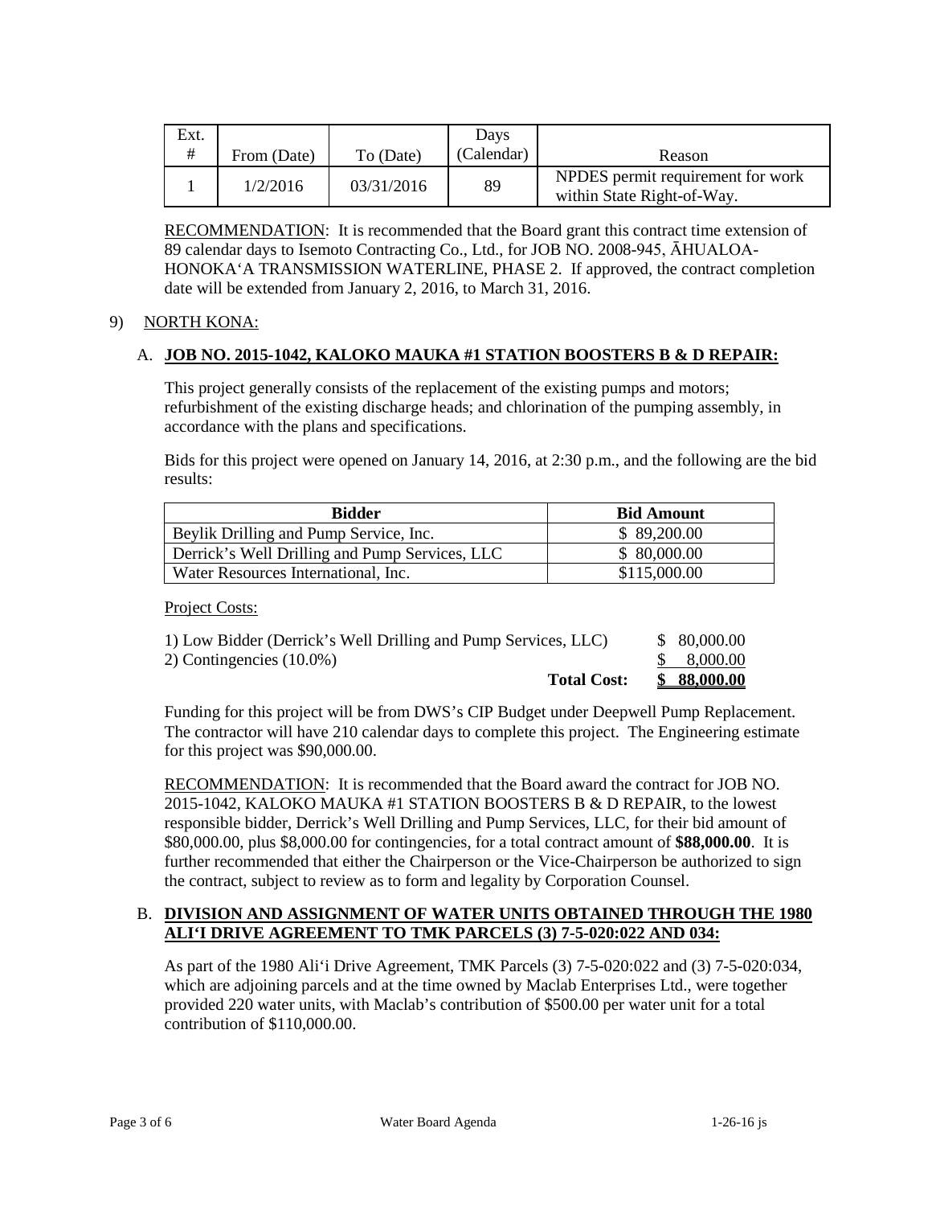| Ext. # | From (Date) | To (Date) | Days (Calendar) | Reason |
|---|---|---|---|---|
| 1 | 1/2/2016 | 03/31/2016 | 89 | NPDES permit requirement for work within State Right-of-Way. |

RECOMMENDATION: It is recommended that the Board grant this contract time extension of 89 calendar days to Isemoto Contracting Co., Ltd., for JOB NO. 2008-945, ĀHUALOA-HONOKA‘A TRANSMISSION WATERLINE, PHASE 2. If approved, the contract completion date will be extended from January 2, 2016, to March 31, 2016.

9) NORTH KONA:

A. **JOB NO. 2015-1042, KALOKO MAUKA #1 STATION BOOSTERS B & D REPAIR:**

This project generally consists of the replacement of the existing pumps and motors; refurbishment of the existing discharge heads; and chlorination of the pumping assembly, in accordance with the plans and specifications.

Bids for this project were opened on January 14, 2016, at 2:30 p.m., and the following are the bid results:

| Bidder | Bid Amount |
|---|---|
| Beylik Drilling and Pump Service, Inc. | $ 89,200.00 |
| Derrick's Well Drilling and Pump Services, LLC | $ 80,000.00 |
| Water Resources International, Inc. | $115,000.00 |

Project Costs:

| | |
|---|---|
| 1) Low Bidder (Derrick's Well Drilling and Pump Services, LLC) | $ 80,000.00 |
| 2) Contingencies (10.0%) | $ 8,000.00 |
| **Total Cost:** | **$ 88,000.00** |

Funding for this project will be from DWS's CIP Budget under Deepwell Pump Replacement. The contractor will have 210 calendar days to complete this project. The Engineering estimate for this project was $90,000.00.

RECOMMENDATION: It is recommended that the Board award the contract for JOB NO. 2015-1042, KALOKO MAUKA #1 STATION BOOSTERS B & D REPAIR, to the lowest responsible bidder, Derrick's Well Drilling and Pump Services, LLC, for their bid amount of $80,000.00, plus $8,000.00 for contingencies, for a total contract amount of **$88,000.00**. It is further recommended that either the Chairperson or the Vice-Chairperson be authorized to sign the contract, subject to review as to form and legality by Corporation Counsel.

B. **DIVISION AND ASSIGNMENT OF WATER UNITS OBTAINED THROUGH THE 1980 ALI‘I DRIVE AGREEMENT TO TMK PARCELS (3) 7-5-020:022 AND 034:**

As part of the 1980 Ali‘i Drive Agreement, TMK Parcels (3) 7-5-020:022 and (3) 7-5-020:034, which are adjoining parcels and at the time owned by Maclab Enterprises Ltd., were together provided 220 water units, with Maclab's contribution of $500.00 per water unit for a total contribution of $110,000.00.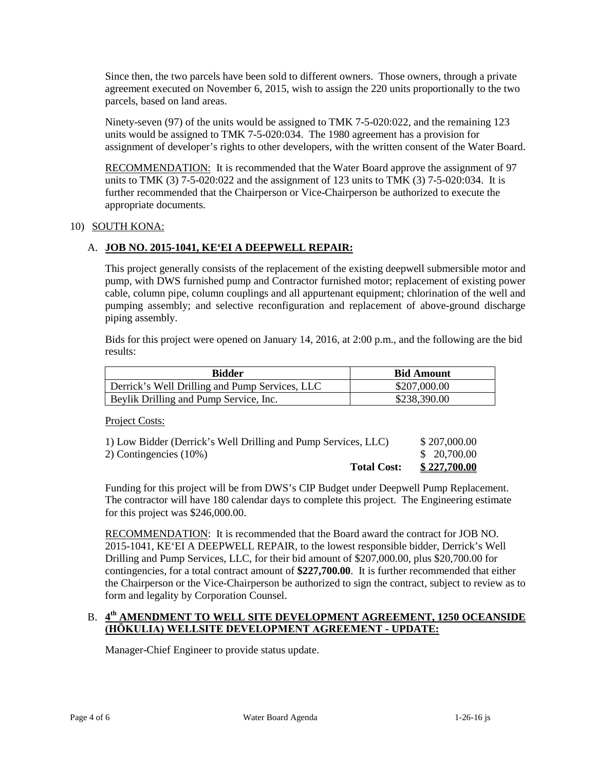Since then, the two parcels have been sold to different owners. Those owners, through a private agreement executed on November 6, 2015, wish to assign the 220 units proportionally to the two parcels, based on land areas.

Ninety-seven (97) of the units would be assigned to TMK 7-5-020:022, and the remaining 123 units would be assigned to TMK 7-5-020:034. The 1980 agreement has a provision for assignment of developer's rights to other developers, with the written consent of the Water Board.

RECOMMENDATION: It is recommended that the Water Board approve the assignment of 97 units to TMK (3) 7-5-020:022 and the assignment of 123 units to TMK (3) 7-5-020:034. It is further recommended that the Chairperson or Vice-Chairperson be authorized to execute the appropriate documents.

10) SOUTH KONA:

A. **JOB NO. 2015-1041, KE'EI A DEEPWELL REPAIR:**

This project generally consists of the replacement of the existing deepwell submersible motor and pump, with DWS furnished pump and Contractor furnished motor; replacement of existing power cable, column pipe, column couplings and all appurtenant equipment; chlorination of the well and pumping assembly; and selective reconfiguration and replacement of above-ground discharge piping assembly.

Bids for this project were opened on January 14, 2016, at 2:00 p.m., and the following are the bid results:

| Bidder | Bid Amount |
|---|---|
| Derrick's Well Drilling and Pump Services, LLC | $207,000.00 |
| Beylik Drilling and Pump Service, Inc. | $238,390.00 |

Project Costs:

| | |
|---|---|
| 1) Low Bidder (Derrick's Well Drilling and Pump Services, LLC) | $ 207,000.00 |
| 2) Contingencies (10%) | $ 20,700.00 |
| **Total Cost:** | **$ 227,700.00** |

Funding for this project will be from DWS's CIP Budget under Deepwell Pump Replacement. The contractor will have 180 calendar days to complete this project. The Engineering estimate for this project was $246,000.00.

RECOMMENDATION: It is recommended that the Board award the contract for JOB NO. 2015-1041, KE'EI A DEEPWELL REPAIR, to the lowest responsible bidder, Derrick's Well Drilling and Pump Services, LLC, for their bid amount of $207,000.00, plus $20,700.00 for contingencies, for a total contract amount of **$227,700.00**. It is further recommended that either the Chairperson or the Vice-Chairperson be authorized to sign the contract, subject to review as to form and legality by Corporation Counsel.

B. **4th AMENDMENT TO WELL SITE DEVELOPMENT AGREEMENT, 1250 OCEANSIDE (HŌKULIA) WELLSITE DEVELOPMENT AGREEMENT - UPDATE:**

Manager-Chief Engineer to provide status update.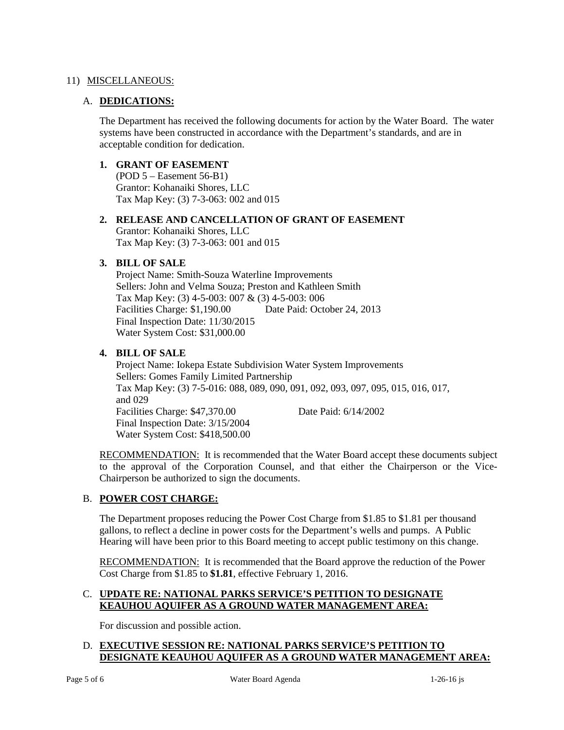11) <u>MISCELLANEOUS:</u>

A. **<u>DEDICATIONS:</u>**

The Department has received the following documents for action by the Water Board. The water systems have been constructed in accordance with the Department's standards, and are in acceptable condition for dedication.

**1. GRANT OF EASEMENT**
(POD 5 – Easement 56-B1)
Grantor: Kohanaiki Shores, LLC
Tax Map Key: (3) 7-3-063: 002 and 015

**2. RELEASE AND CANCELLATION OF GRANT OF EASEMENT**
Grantor: Kohanaiki Shores, LLC
Tax Map Key: (3) 7-3-063: 001 and 015

**3. BILL OF SALE**
Project Name: Smith-Souza Waterline Improvements
Sellers: John and Velma Souza; Preston and Kathleen Smith
Tax Map Key: (3) 4-5-003: 007 & (3) 4-5-003: 006
Facilities Charge: $1,190.00 Date Paid: October 24, 2013
Final Inspection Date: 11/30/2015
Water System Cost: $31,000.00

**4. BILL OF SALE**
Project Name: Iokepa Estate Subdivision Water System Improvements
Sellers: Gomes Family Limited Partnership
Tax Map Key: (3) 7-5-016: 088, 089, 090, 091, 092, 093, 097, 095, 015, 016, 017, and 029
Facilities Charge: $47,370.00 Date Paid: 6/14/2002
Final Inspection Date: 3/15/2004
Water System Cost: $418,500.00

<u>RECOMMENDATION:</u> It is recommended that the Water Board accept these documents subject to the approval of the Corporation Counsel, and that either the Chairperson or the Vice-Chairperson be authorized to sign the documents.

B. **<u>POWER COST CHARGE:</u>**

The Department proposes reducing the Power Cost Charge from $1.85 to $1.81 per thousand gallons, to reflect a decline in power costs for the Department's wells and pumps. A Public Hearing will have been prior to this Board meeting to accept public testimony on this change.

<u>RECOMMENDATION:</u> It is recommended that the Board approve the reduction of the Power Cost Charge from $1.85 to **$1.81**, effective February 1, 2016.

C. **<u>UPDATE RE: NATIONAL PARKS SERVICE'S PETITION TO DESIGNATE KEAUHOU AQUIFER AS A GROUND WATER MANAGEMENT AREA:</u>**

For discussion and possible action.

D. **<u>EXECUTIVE SESSION RE: NATIONAL PARKS SERVICE'S PETITION TO DESIGNATE KEAUHOU AQUIFER AS A GROUND WATER MANAGEMENT AREA:</u>**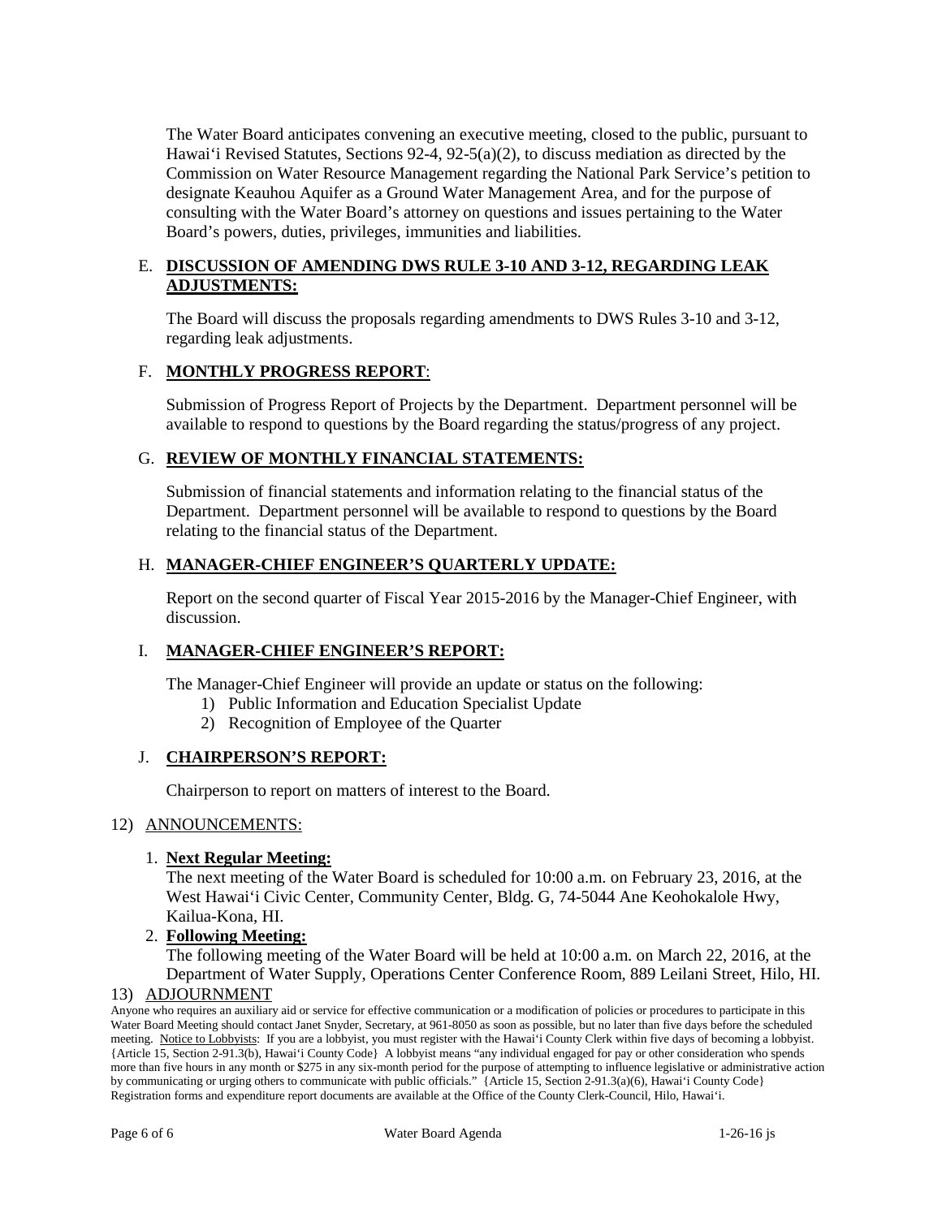The Water Board anticipates convening an executive meeting, closed to the public, pursuant to Hawai'i Revised Statutes, Sections 92-4, 92-5(a)(2), to discuss mediation as directed by the Commission on Water Resource Management regarding the National Park Service's petition to designate Keauhou Aquifer as a Ground Water Management Area, and for the purpose of consulting with the Water Board's attorney on questions and issues pertaining to the Water Board's powers, duties, privileges, immunities and liabilities.

E. **DISCUSSION OF AMENDING DWS RULE 3-10 AND 3-12, REGARDING LEAK ADJUSTMENTS:**

The Board will discuss the proposals regarding amendments to DWS Rules 3-10 and 3-12, regarding leak adjustments.

F. **MONTHLY PROGRESS REPORT**:

Submission of Progress Report of Projects by the Department. Department personnel will be available to respond to questions by the Board regarding the status/progress of any project.

G. **REVIEW OF MONTHLY FINANCIAL STATEMENTS:**

Submission of financial statements and information relating to the financial status of the Department. Department personnel will be available to respond to questions by the Board relating to the financial status of the Department.

H. **MANAGER-CHIEF ENGINEER'S QUARTERLY UPDATE:**

Report on the second quarter of Fiscal Year 2015-2016 by the Manager-Chief Engineer, with discussion.

I. **MANAGER-CHIEF ENGINEER'S REPORT:**

The Manager-Chief Engineer will provide an update or status on the following:

1) Public Information and Education Specialist Update
2) Recognition of Employee of the Quarter

J. **CHAIRPERSON'S REPORT:**

Chairperson to report on matters of interest to the Board.

12) ANNOUNCEMENTS:

1. **Next Regular Meeting:**
   The next meeting of the Water Board is scheduled for 10:00 a.m. on February 23, 2016, at the West Hawai'i Civic Center, Community Center, Bldg. G, 74-5044 Ane Keohokalole Hwy, Kailua-Kona, HI.
2. **Following Meeting:**
   The following meeting of the Water Board will be held at 10:00 a.m. on March 22, 2016, at the Department of Water Supply, Operations Center Conference Room, 889 Leilani Street, Hilo, HI.

13) ADJOURNMENT

Anyone who requires an auxiliary aid or service for effective communication or a modification of policies or procedures to participate in this Water Board Meeting should contact Janet Snyder, Secretary, at 961-8050 as soon as possible, but no later than five days before the scheduled meeting. Notice to Lobbyists: If you are a lobbyist, you must register with the Hawai'i County Clerk within five days of becoming a lobbyist. {Article 15, Section 2-91.3(b), Hawai'i County Code} A lobbyist means "any individual engaged for pay or other consideration who spends more than five hours in any month or $275 in any six-month period for the purpose of attempting to influence legislative or administrative action by communicating or urging others to communicate with public officials." {Article 15, Section 2-91.3(a)(6), Hawai'i County Code} Registration forms and expenditure report documents are available at the Office of the County Clerk-Council, Hilo, Hawai'i.